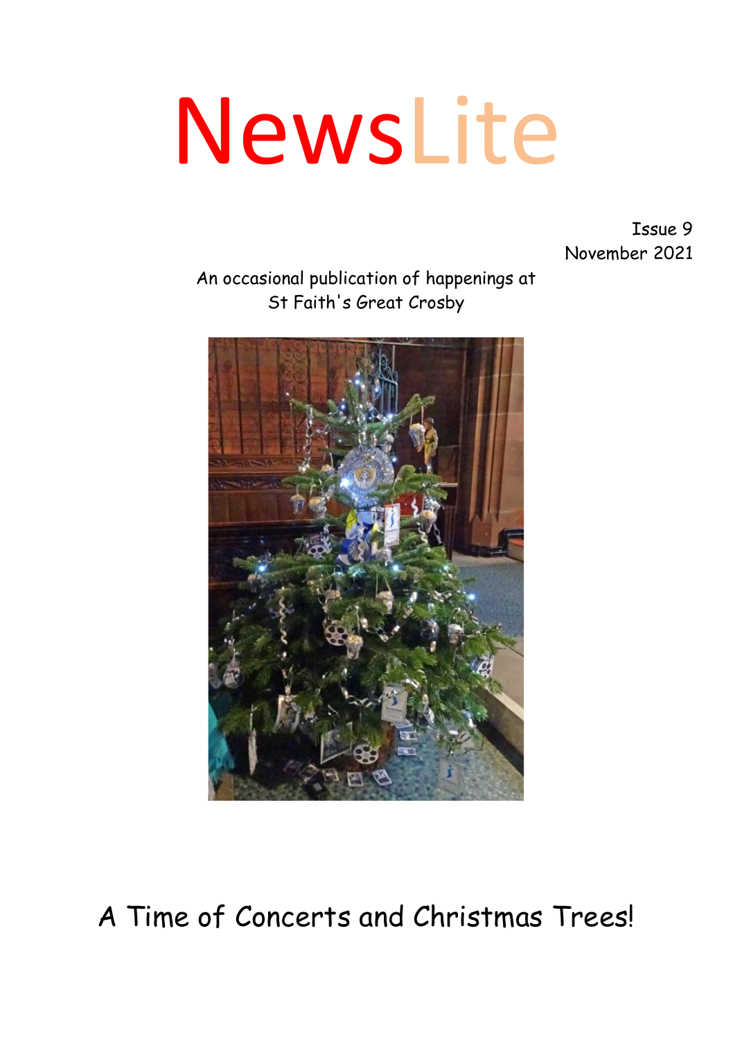# NewsLite

Issue 9
November 2021

An occasional publication of happenings at
St Faith's Great Crosby

A Time of Concerts and Christmas Trees!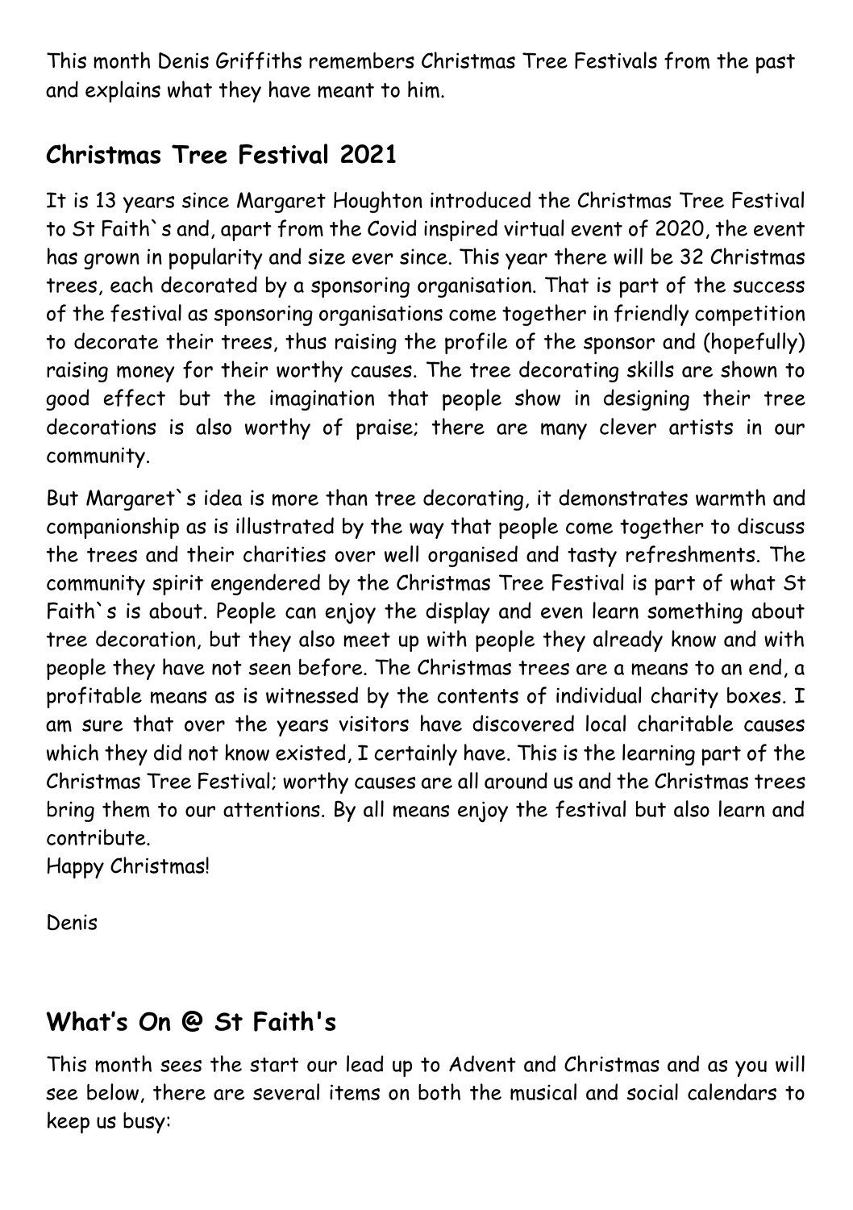This month Denis Griffiths remembers Christmas Tree Festivals from the past and explains what they have meant to him.

## Christmas Tree Festival 2021

It is 13 years since Margaret Houghton introduced the Christmas Tree Festival to St Faith`s and, apart from the Covid inspired virtual event of 2020, the event has grown in popularity and size ever since. This year there will be 32 Christmas trees, each decorated by a sponsoring organisation. That is part of the success of the festival as sponsoring organisations come together in friendly competition to decorate their trees, thus raising the profile of the sponsor and (hopefully) raising money for their worthy causes. The tree decorating skills are shown to good effect but the imagination that people show in designing their tree decorations is also worthy of praise; there are many clever artists in our community.

But Margaret`s idea is more than tree decorating, it demonstrates warmth and companionship as is illustrated by the way that people come together to discuss the trees and their charities over well organised and tasty refreshments. The community spirit engendered by the Christmas Tree Festival is part of what St Faith`s is about. People can enjoy the display and even learn something about tree decoration, but they also meet up with people they already know and with people they have not seen before. The Christmas trees are a means to an end, a profitable means as is witnessed by the contents of individual charity boxes. I am sure that over the years visitors have discovered local charitable causes which they did not know existed, I certainly have. This is the learning part of the Christmas Tree Festival; worthy causes are all around us and the Christmas trees bring them to our attentions. By all means enjoy the festival but also learn and contribute.
Happy Christmas!

Denis

## What's On @ St Faith's

This month sees the start our lead up to Advent and Christmas and as you will see below, there are several items on both the musical and social calendars to keep us busy: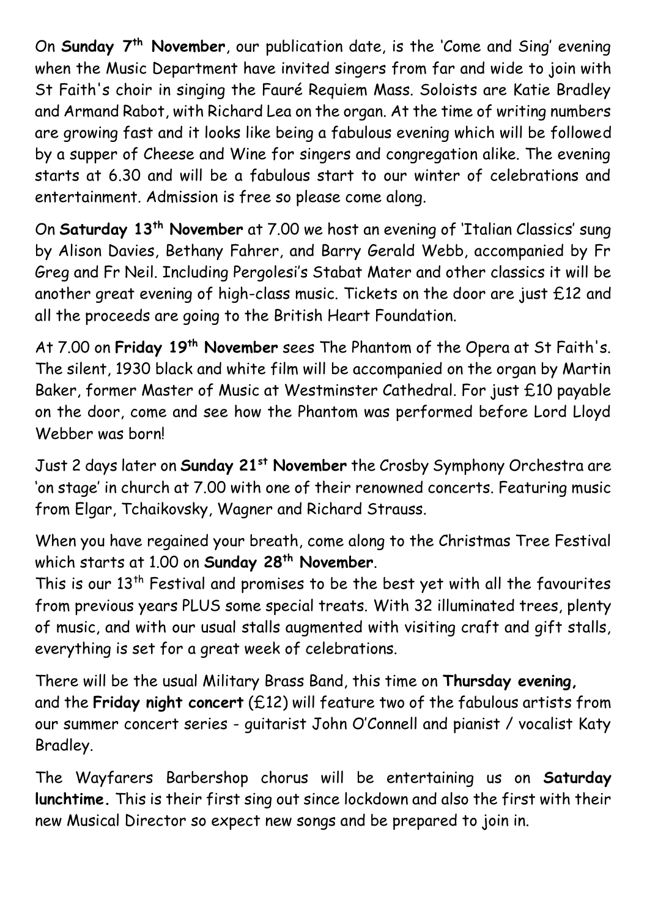On **Sunday 7th November**, our publication date, is the 'Come and Sing' evening when the Music Department have invited singers from far and wide to join with St Faith's choir in singing the Fauré Requiem Mass. Soloists are Katie Bradley and Armand Rabot, with Richard Lea on the organ. At the time of writing numbers are growing fast and it looks like being a fabulous evening which will be followed by a supper of Cheese and Wine for singers and congregation alike. The evening starts at 6.30 and will be a fabulous start to our winter of celebrations and entertainment. Admission is free so please come along.

On **Saturday 13th November** at 7.00 we host an evening of 'Italian Classics' sung by Alison Davies, Bethany Fahrer, and Barry Gerald Webb, accompanied by Fr Greg and Fr Neil. Including Pergolesi's Stabat Mater and other classics it will be another great evening of high-class music. Tickets on the door are just £12 and all the proceeds are going to the British Heart Foundation.

At 7.00 on **Friday 19th November** sees The Phantom of the Opera at St Faith's. The silent, 1930 black and white film will be accompanied on the organ by Martin Baker, former Master of Music at Westminster Cathedral. For just £10 payable on the door, come and see how the Phantom was performed before Lord Lloyd Webber was born!

Just 2 days later on **Sunday 21st November** the Crosby Symphony Orchestra are 'on stage' in church at 7.00 with one of their renowned concerts. Featuring music from Elgar, Tchaikovsky, Wagner and Richard Strauss.

When you have regained your breath, come along to the Christmas Tree Festival which starts at 1.00 on **Sunday 28th November**.
This is our 13th Festival and promises to be the best yet with all the favourites from previous years PLUS some special treats. With 32 illuminated trees, plenty of music, and with our usual stalls augmented with visiting craft and gift stalls, everything is set for a great week of celebrations.

There will be the usual Military Brass Band, this time on **Thursday evening,** and the **Friday night concert** (£12) will feature two of the fabulous artists from our summer concert series - guitarist John O'Connell and pianist / vocalist Katy Bradley.

The Wayfarers Barbershop chorus will be entertaining us on **Saturday lunchtime.** This is their first sing out since lockdown and also the first with their new Musical Director so expect new songs and be prepared to join in.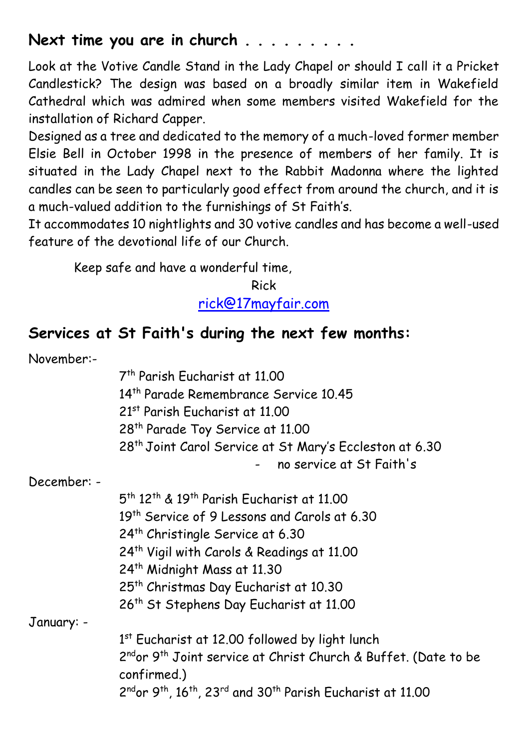## Next time you are in church . . . . . . . . .

Look at the Votive Candle Stand in the Lady Chapel or should I call it a Pricket Candlestick? The design was based on a broadly similar item in Wakefield Cathedral which was admired when some members visited Wakefield for the installation of Richard Capper.

Designed as a tree and dedicated to the memory of a much-loved former member Elsie Bell in October 1998 in the presence of members of her family. It is situated in the Lady Chapel next to the Rabbit Madonna where the lighted candles can be seen to particularly good effect from around the church, and it is a much-valued addition to the furnishings of St Faith's.

It accommodates 10 nightlights and 30 votive candles and has become a well-used feature of the devotional life of our Church.

Keep safe and have a wonderful time,

Rick

rick@17mayfair.com

## Services at St Faith's during the next few months:

November:-

7th Parish Eucharist at 11.00
14th Parade Remembrance Service 10.45
21st Parish Eucharist at 11.00
28th Parade Toy Service at 11.00
28th Joint Carol Service at St Mary's Eccleston at 6.30
- no service at St Faith's

December: -

5th 12th & 19th Parish Eucharist at 11.00
19th Service of 9 Lessons and Carols at 6.30
24th Christingle Service at 6.30
24th Vigil with Carols & Readings at 11.00
24th Midnight Mass at 11.30
25th Christmas Day Eucharist at 10.30
26th St Stephens Day Eucharist at 11.00

January: -

1st Eucharist at 12.00 followed by light lunch
2nd or 9th Joint service at Christ Church & Buffet. (Date to be confirmed.)
2nd or 9th, 16th, 23rd and 30th Parish Eucharist at 11.00